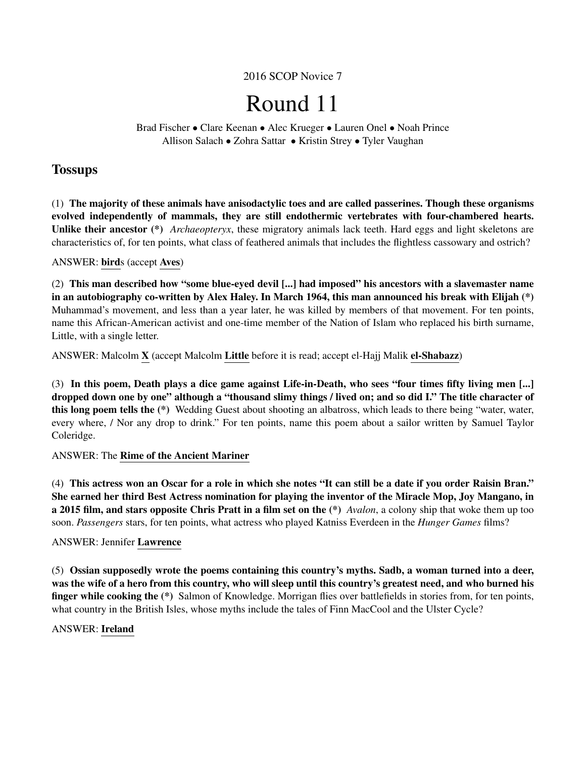2016 SCOP Novice 7

# Round 11

Brad Fischer • Clare Keenan • Alec Krueger • Lauren Onel • Noah Prince
Allison Salach • Zohra Sattar • Kristin Strey • Tyler Vaughan

## Tossups

(1) **The majority of these animals have anisodactylic toes and are called passerines. Though these organisms evolved independently of mammals, they are still endothermic vertebrates with four-chambered hearts. Unlike their ancestor (*)** *Archaeopteryx*, these migratory animals lack teeth. Hard eggs and light skeletons are characteristics of, for ten points, what class of feathered animals that includes the flightless cassowary and ostrich?

ANSWER: **bird**s (accept **Aves**)

(2) **This man described how "some blue-eyed devil [...] had imposed" his ancestors with a slavemaster name in an autobiography co-written by Alex Haley. In March 1964, this man announced his break with Elijah (*)** Muhammad's movement, and less than a year later, he was killed by members of that movement. For ten points, name this African-American activist and one-time member of the Nation of Islam who replaced his birth surname, Little, with a single letter.

ANSWER: Malcolm **X** (accept Malcolm **Little** before it is read; accept el-Hajj Malik **el-Shabazz**)

(3) **In this poem, Death plays a dice game against Life-in-Death, who sees "four times fifty living men [...] dropped down one by one" although a "thousand slimy things / lived on; and so did I." The title character of this long poem tells the (*)** Wedding Guest about shooting an albatross, which leads to there being "water, water, every where, / Nor any drop to drink." For ten points, name this poem about a sailor written by Samuel Taylor Coleridge.

ANSWER: The **Rime of the Ancient Mariner**

(4) **This actress won an Oscar for a role in which she notes "It can still be a date if you order Raisin Bran." She earned her third Best Actress nomination for playing the inventor of the Miracle Mop, Joy Mangano, in a 2015 film, and stars opposite Chris Pratt in a film set on the (*)** *Avalon*, a colony ship that woke them up too soon. *Passengers* stars, for ten points, what actress who played Katniss Everdeen in the *Hunger Games* films?

ANSWER: Jennifer **Lawrence**

(5) **Ossian supposedly wrote the poems containing this country's myths. Sadb, a woman turned into a deer, was the wife of a hero from this country, who will sleep until this country's greatest need, and who burned his finger while cooking the (*)** Salmon of Knowledge. Morrigan flies over battlefields in stories from, for ten points, what country in the British Isles, whose myths include the tales of Finn MacCool and the Ulster Cycle?

ANSWER: **Ireland**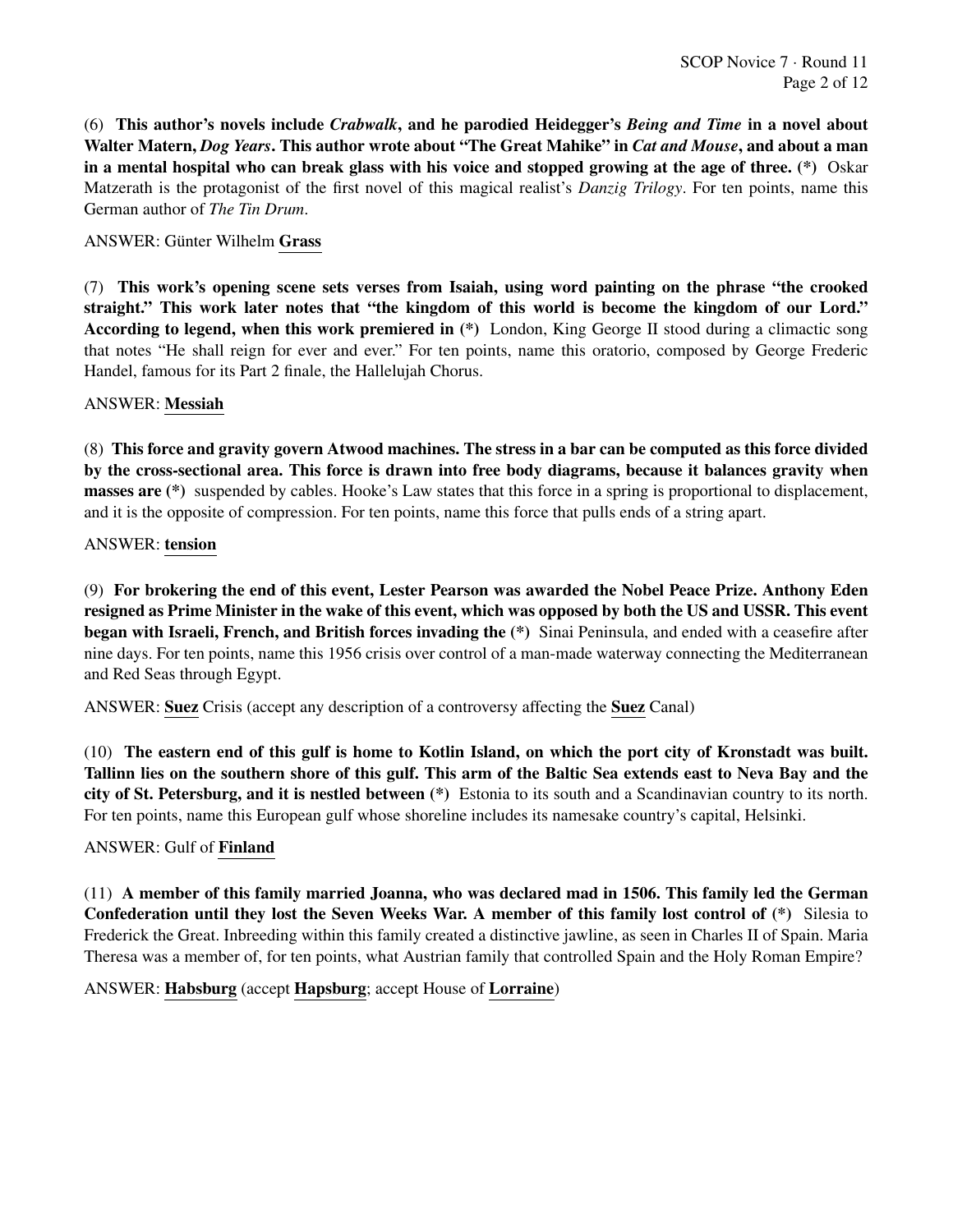(6) **This author's novels include *Crabwalk*, and he parodied Heidegger's *Being and Time* in a novel about Walter Matern, *Dog Years*. This author wrote about "The Great Mahike" in *Cat and Mouse*, and about a man in a mental hospital who can break glass with his voice and stopped growing at the age of three. (*)** Oskar Matzerath is the protagonist of the first novel of this magical realist's *Danzig Trilogy*. For ten points, name this German author of *The Tin Drum*.

ANSWER: Günter Wilhelm **Grass**

(7) **This work's opening scene sets verses from Isaiah, using word painting on the phrase "the crooked straight." This work later notes that "the kingdom of this world is become the kingdom of our Lord." According to legend, when this work premiered in (*)** London, King George II stood during a climactic song that notes "He shall reign for ever and ever." For ten points, name this oratorio, composed by George Frederic Handel, famous for its Part 2 finale, the Hallelujah Chorus.

ANSWER: **Messiah**

(8) **This force and gravity govern Atwood machines. The stress in a bar can be computed as this force divided by the cross-sectional area. This force is drawn into free body diagrams, because it balances gravity when masses are (*)** suspended by cables. Hooke's Law states that this force in a spring is proportional to displacement, and it is the opposite of compression. For ten points, name this force that pulls ends of a string apart.

ANSWER: **tension**

(9) **For brokering the end of this event, Lester Pearson was awarded the Nobel Peace Prize. Anthony Eden resigned as Prime Minister in the wake of this event, which was opposed by both the US and USSR. This event began with Israeli, French, and British forces invading the (*)** Sinai Peninsula, and ended with a ceasefire after nine days. For ten points, name this 1956 crisis over control of a man-made waterway connecting the Mediterranean and Red Seas through Egypt.

ANSWER: **Suez** Crisis (accept any description of a controversy affecting the **Suez** Canal)

(10) **The eastern end of this gulf is home to Kotlin Island, on which the port city of Kronstadt was built. Tallinn lies on the southern shore of this gulf. This arm of the Baltic Sea extends east to Neva Bay and the city of St. Petersburg, and it is nestled between (*)** Estonia to its south and a Scandinavian country to its north. For ten points, name this European gulf whose shoreline includes its namesake country's capital, Helsinki.

ANSWER: Gulf of **Finland**

(11) **A member of this family married Joanna, who was declared mad in 1506. This family led the German Confederation until they lost the Seven Weeks War. A member of this family lost control of (*)** Silesia to Frederick the Great. Inbreeding within this family created a distinctive jawline, as seen in Charles II of Spain. Maria Theresa was a member of, for ten points, what Austrian family that controlled Spain and the Holy Roman Empire?

ANSWER: **Habsburg** (accept **Hapsburg**; accept House of **Lorraine**)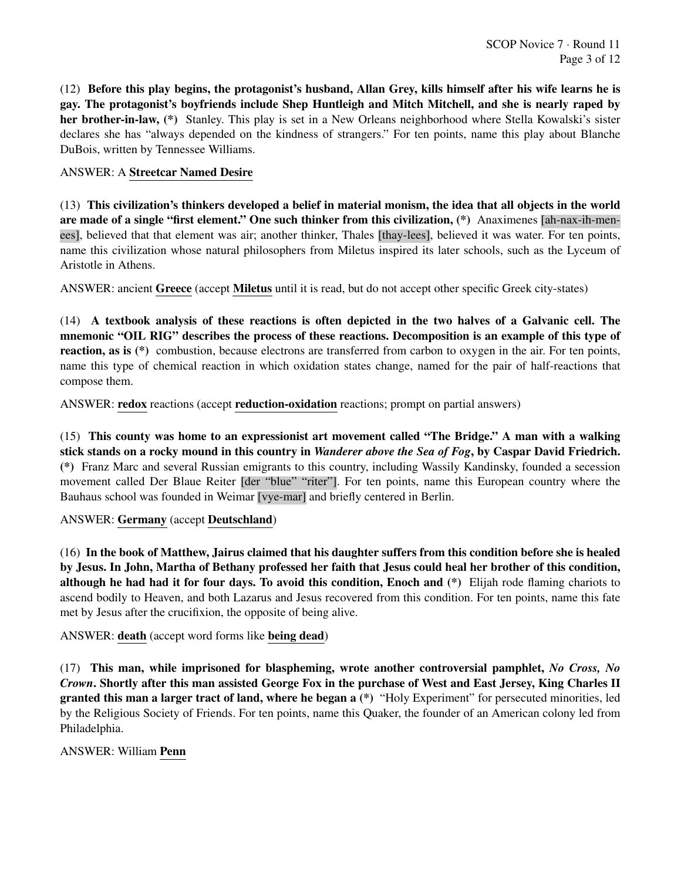(12) **Before this play begins, the protagonist's husband, Allan Grey, kills himself after his wife learns he is gay. The protagonist's boyfriends include Shep Huntleigh and Mitch Mitchell, and she is nearly raped by her brother-in-law, (*)** Stanley. This play is set in a New Orleans neighborhood where Stella Kowalski's sister declares she has "always depended on the kindness of strangers." For ten points, name this play about Blanche DuBois, written by Tennessee Williams.

ANSWER: A **Streetcar Named Desire**

(13) **This civilization's thinkers developed a belief in material monism, the idea that all objects in the world are made of a single "first element." One such thinker from this civilization, (*)** Anaximenes [ah-nax-ih-men-ees], believed that that element was air; another thinker, Thales [thay-lees], believed it was water. For ten points, name this civilization whose natural philosophers from Miletus inspired its later schools, such as the Lyceum of Aristotle in Athens.

ANSWER: ancient **Greece** (accept **Miletus** until it is read, but do not accept other specific Greek city-states)

(14) **A textbook analysis of these reactions is often depicted in the two halves of a Galvanic cell. The mnemonic "OIL RIG" describes the process of these reactions. Decomposition is an example of this type of reaction, as is (*)** combustion, because electrons are transferred from carbon to oxygen in the air. For ten points, name this type of chemical reaction in which oxidation states change, named for the pair of half-reactions that compose them.

ANSWER: **redox** reactions (accept **reduction-oxidation** reactions; prompt on partial answers)

(15) **This county was home to an expressionist art movement called "The Bridge." A man with a walking stick stands on a rocky mound in this country in *Wanderer above the Sea of Fog*, by Caspar David Friedrich. (*)** Franz Marc and several Russian emigrants to this country, including Wassily Kandinsky, founded a secession movement called Der Blaue Reiter [der "blue" "riter"]. For ten points, name this European country where the Bauhaus school was founded in Weimar [vye-mar] and briefly centered in Berlin.

ANSWER: **Germany** (accept **Deutschland**)

(16) **In the book of Matthew, Jairus claimed that his daughter suffers from this condition before she is healed by Jesus. In John, Martha of Bethany professed her faith that Jesus could heal her brother of this condition, although he had had it for four days. To avoid this condition, Enoch and (*)** Elijah rode flaming chariots to ascend bodily to Heaven, and both Lazarus and Jesus recovered from this condition. For ten points, name this fate met by Jesus after the crucifixion, the opposite of being alive.

ANSWER: **death** (accept word forms like **being dead**)

(17) **This man, while imprisoned for blaspheming, wrote another controversial pamphlet, *No Cross, No Crown*. Shortly after this man assisted George Fox in the purchase of West and East Jersey, King Charles II granted this man a larger tract of land, where he began a (*)** "Holy Experiment" for persecuted minorities, led by the Religious Society of Friends. For ten points, name this Quaker, the founder of an American colony led from Philadelphia.

ANSWER: William **Penn**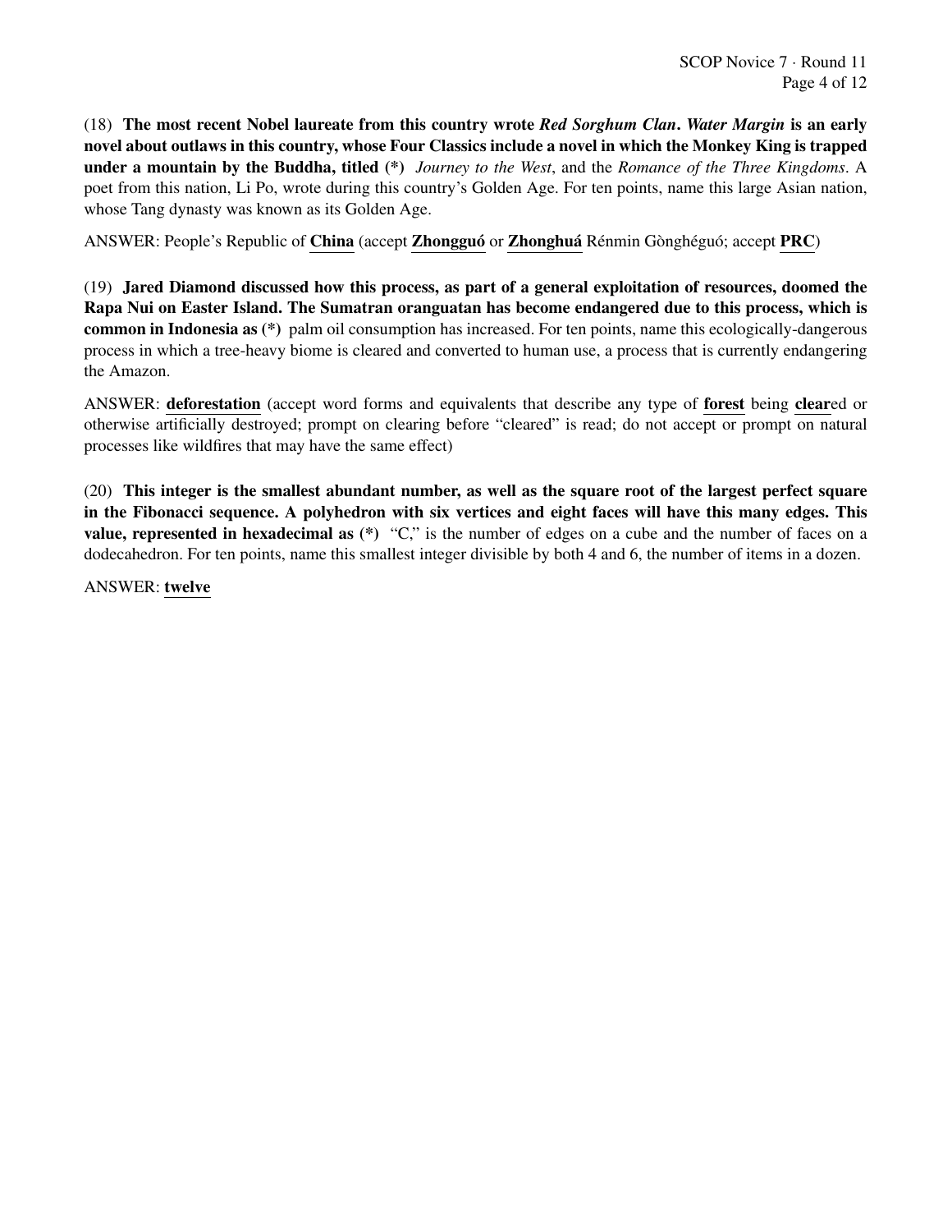(18) **The most recent Nobel laureate from this country wrote *Red Sorghum Clan*. *Water Margin* is an early novel about outlaws in this country, whose Four Classics include a novel in which the Monkey King is trapped under a mountain by the Buddha, titled (*)** *Journey to the West*, and the *Romance of the Three Kingdoms*. A poet from this nation, Li Po, wrote during this country's Golden Age. For ten points, name this large Asian nation, whose Tang dynasty was known as its Golden Age.

ANSWER: People's Republic of **China** (accept **Zhongguó** or **Zhonghuá** Rénmin Gònghéguó; accept **PRC**)

(19) **Jared Diamond discussed how this process, as part of a general exploitation of resources, doomed the Rapa Nui on Easter Island. The Sumatran oranguatan has become endangered due to this process, which is common in Indonesia as (*)** palm oil consumption has increased. For ten points, name this ecologically-dangerous process in which a tree-heavy biome is cleared and converted to human use, a process that is currently endangering the Amazon.

ANSWER: **deforestation** (accept word forms and equivalents that describe any type of **forest** being **clear**ed or otherwise artificially destroyed; prompt on clearing before "cleared" is read; do not accept or prompt on natural processes like wildfires that may have the same effect)

(20) **This integer is the smallest abundant number, as well as the square root of the largest perfect square in the Fibonacci sequence. A polyhedron with six vertices and eight faces will have this many edges. This value, represented in hexadecimal as (*)** "C," is the number of edges on a cube and the number of faces on a dodecahedron. For ten points, name this smallest integer divisible by both 4 and 6, the number of items in a dozen.

ANSWER: **twelve**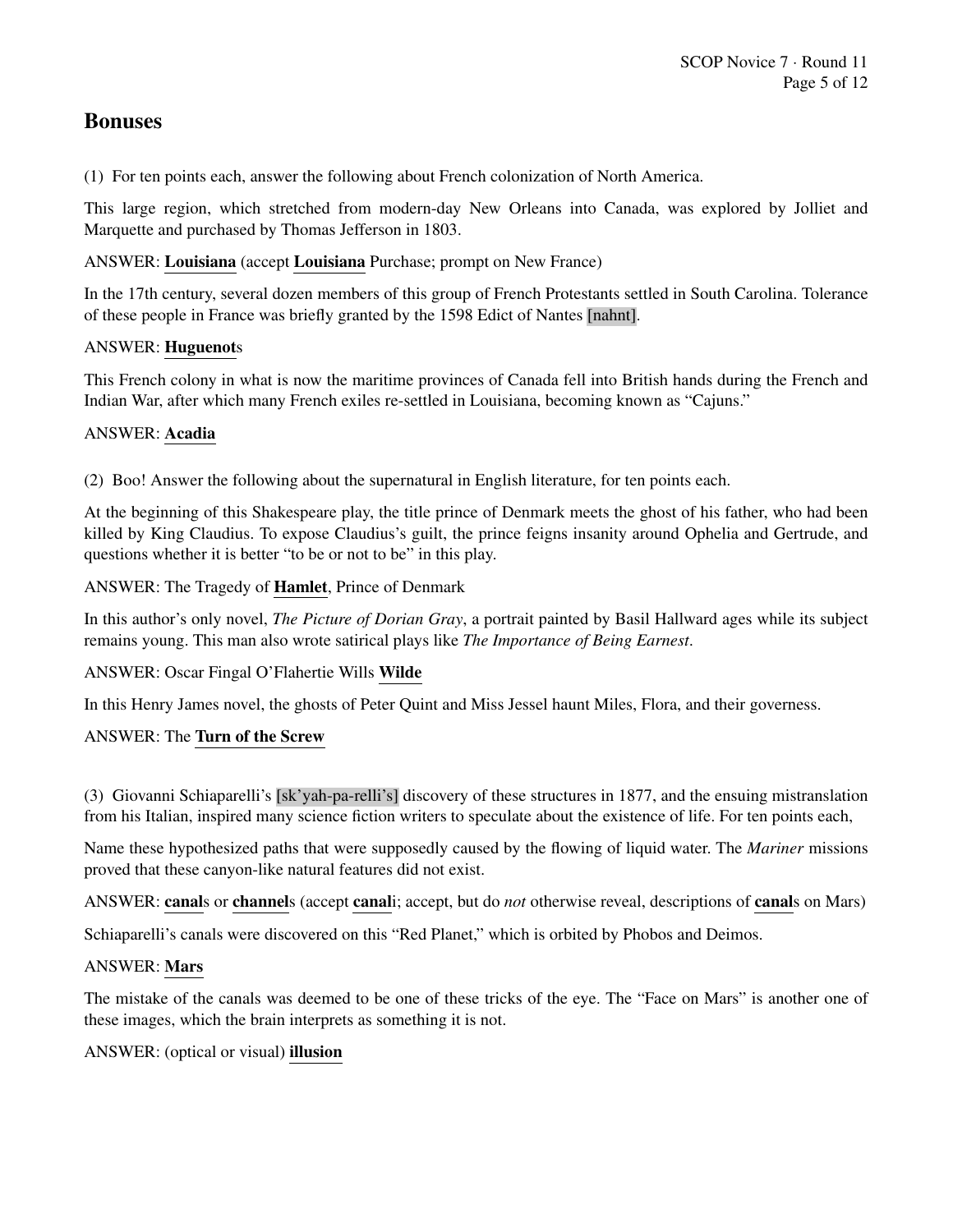## Bonuses

(1) For ten points each, answer the following about French colonization of North America.

This large region, which stretched from modern-day New Orleans into Canada, was explored by Jolliet and Marquette and purchased by Thomas Jefferson in 1803.

ANSWER: **Louisiana** (accept **Louisiana** Purchase; prompt on New France)

In the 17th century, several dozen members of this group of French Protestants settled in South Carolina. Tolerance of these people in France was briefly granted by the 1598 Edict of Nantes [nahnt].

ANSWER: **Huguenot**s

This French colony in what is now the maritime provinces of Canada fell into British hands during the French and Indian War, after which many French exiles re-settled in Louisiana, becoming known as "Cajuns."

ANSWER: **Acadia**

(2) Boo! Answer the following about the supernatural in English literature, for ten points each.

At the beginning of this Shakespeare play, the title prince of Denmark meets the ghost of his father, who had been killed by King Claudius. To expose Claudius's guilt, the prince feigns insanity around Ophelia and Gertrude, and questions whether it is better "to be or not to be" in this play.

ANSWER: The Tragedy of **Hamlet**, Prince of Denmark

In this author's only novel, *The Picture of Dorian Gray*, a portrait painted by Basil Hallward ages while its subject remains young. This man also wrote satirical plays like *The Importance of Being Earnest*.

ANSWER: Oscar Fingal O'Flahertie Wills **Wilde**

In this Henry James novel, the ghosts of Peter Quint and Miss Jessel haunt Miles, Flora, and their governess.

ANSWER: The **Turn of the Screw**

(3) Giovanni Schiaparelli's [sk'yah-pa-relli's] discovery of these structures in 1877, and the ensuing mistranslation from his Italian, inspired many science fiction writers to speculate about the existence of life. For ten points each,

Name these hypothesized paths that were supposedly caused by the flowing of liquid water. The *Mariner* missions proved that these canyon-like natural features did not exist.

ANSWER: **canal**s or **channel**s (accept **canal**i; accept, but do *not* otherwise reveal, descriptions of **canal**s on Mars)

Schiaparelli's canals were discovered on this "Red Planet," which is orbited by Phobos and Deimos.

ANSWER: **Mars**

The mistake of the canals was deemed to be one of these tricks of the eye. The "Face on Mars" is another one of these images, which the brain interprets as something it is not.

ANSWER: (optical or visual) **illusion**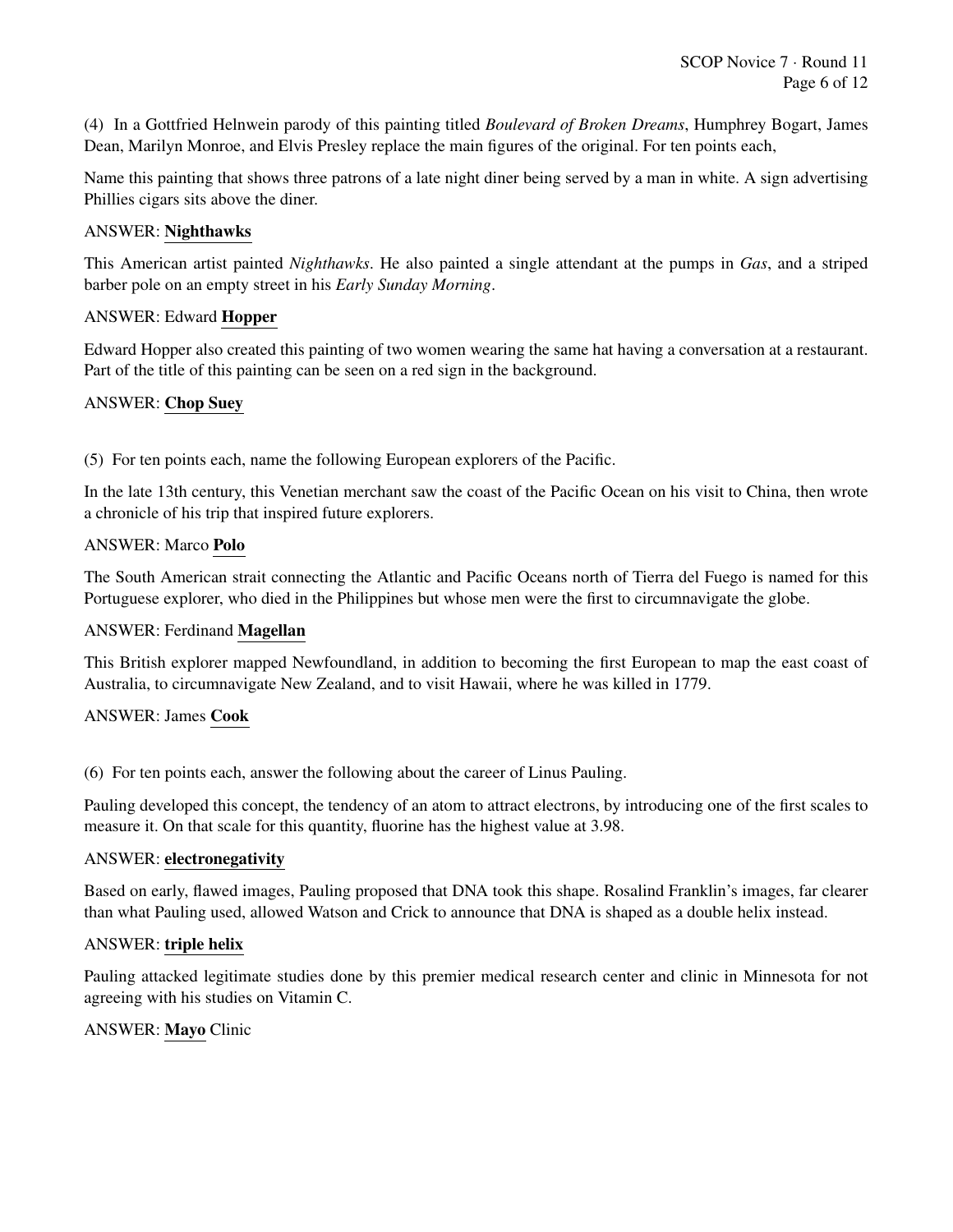(4) In a Gottfried Helnwein parody of this painting titled *Boulevard of Broken Dreams*, Humphrey Bogart, James Dean, Marilyn Monroe, and Elvis Presley replace the main figures of the original. For ten points each,

Name this painting that shows three patrons of a late night diner being served by a man in white. A sign advertising Phillies cigars sits above the diner.

ANSWER: **Nighthawks**

This American artist painted *Nighthawks*. He also painted a single attendant at the pumps in *Gas*, and a striped barber pole on an empty street in his *Early Sunday Morning*.

ANSWER: Edward **Hopper**

Edward Hopper also created this painting of two women wearing the same hat having a conversation at a restaurant. Part of the title of this painting can be seen on a red sign in the background.

ANSWER: **Chop Suey**

(5) For ten points each, name the following European explorers of the Pacific.

In the late 13th century, this Venetian merchant saw the coast of the Pacific Ocean on his visit to China, then wrote a chronicle of his trip that inspired future explorers.

ANSWER: Marco **Polo**

The South American strait connecting the Atlantic and Pacific Oceans north of Tierra del Fuego is named for this Portuguese explorer, who died in the Philippines but whose men were the first to circumnavigate the globe.

ANSWER: Ferdinand **Magellan**

This British explorer mapped Newfoundland, in addition to becoming the first European to map the east coast of Australia, to circumnavigate New Zealand, and to visit Hawaii, where he was killed in 1779.

ANSWER: James **Cook**

(6) For ten points each, answer the following about the career of Linus Pauling.

Pauling developed this concept, the tendency of an atom to attract electrons, by introducing one of the first scales to measure it. On that scale for this quantity, fluorine has the highest value at 3.98.

ANSWER: **electronegativity**

Based on early, flawed images, Pauling proposed that DNA took this shape. Rosalind Franklin's images, far clearer than what Pauling used, allowed Watson and Crick to announce that DNA is shaped as a double helix instead.

ANSWER: **triple helix**

Pauling attacked legitimate studies done by this premier medical research center and clinic in Minnesota for not agreeing with his studies on Vitamin C.

ANSWER: **Mayo** Clinic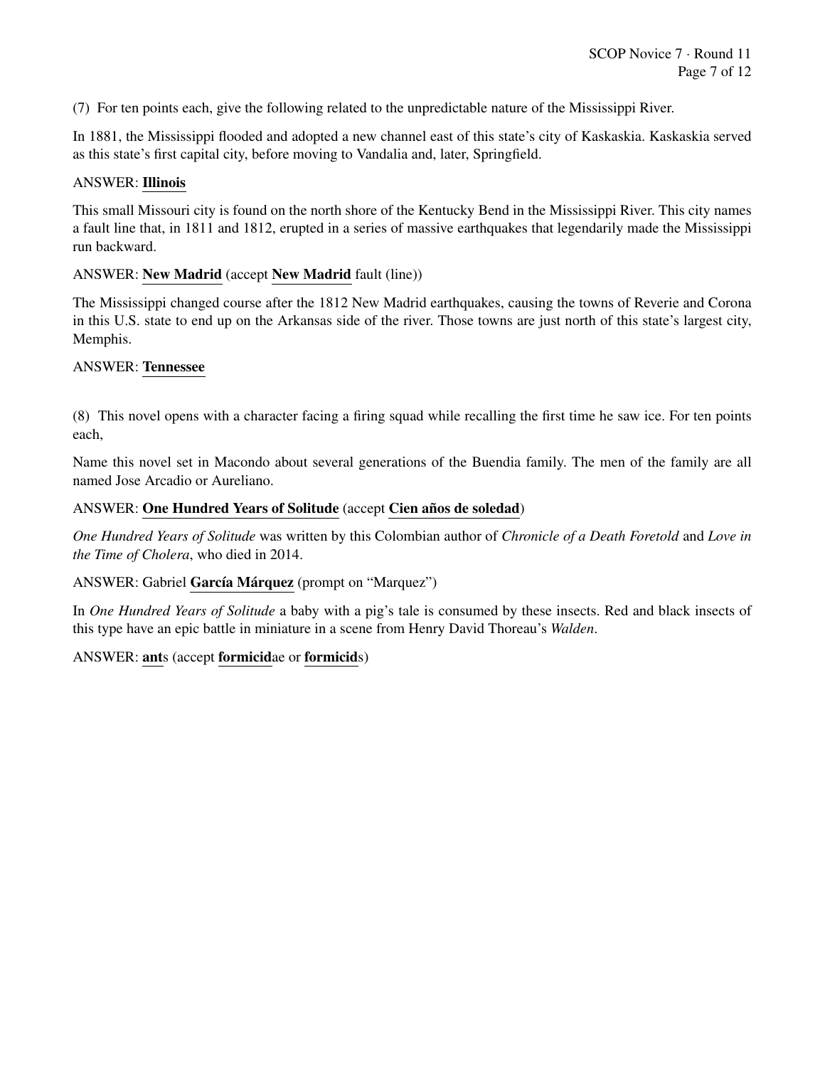(7) For ten points each, give the following related to the unpredictable nature of the Mississippi River.

In 1881, the Mississippi flooded and adopted a new channel east of this state's city of Kaskaskia. Kaskaskia served as this state's first capital city, before moving to Vandalia and, later, Springfield.

ANSWER: **Illinois**

This small Missouri city is found on the north shore of the Kentucky Bend in the Mississippi River. This city names a fault line that, in 1811 and 1812, erupted in a series of massive earthquakes that legendarily made the Mississippi run backward.

ANSWER: **New Madrid** (accept **New Madrid** fault (line))

The Mississippi changed course after the 1812 New Madrid earthquakes, causing the towns of Reverie and Corona in this U.S. state to end up on the Arkansas side of the river. Those towns are just north of this state's largest city, Memphis.

ANSWER: **Tennessee**

(8) This novel opens with a character facing a firing squad while recalling the first time he saw ice. For ten points each,

Name this novel set in Macondo about several generations of the Buendia family. The men of the family are all named Jose Arcadio or Aureliano.

ANSWER: **One Hundred Years of Solitude** (accept **Cien años de soledad**)

*One Hundred Years of Solitude* was written by this Colombian author of *Chronicle of a Death Foretold* and *Love in the Time of Cholera*, who died in 2014.

ANSWER: Gabriel **García Márquez** (prompt on "Marquez")

In *One Hundred Years of Solitude* a baby with a pig's tale is consumed by these insects. Red and black insects of this type have an epic battle in miniature in a scene from Henry David Thoreau's *Walden*.

ANSWER: **ant**s (accept **formicid**ae or **formicid**s)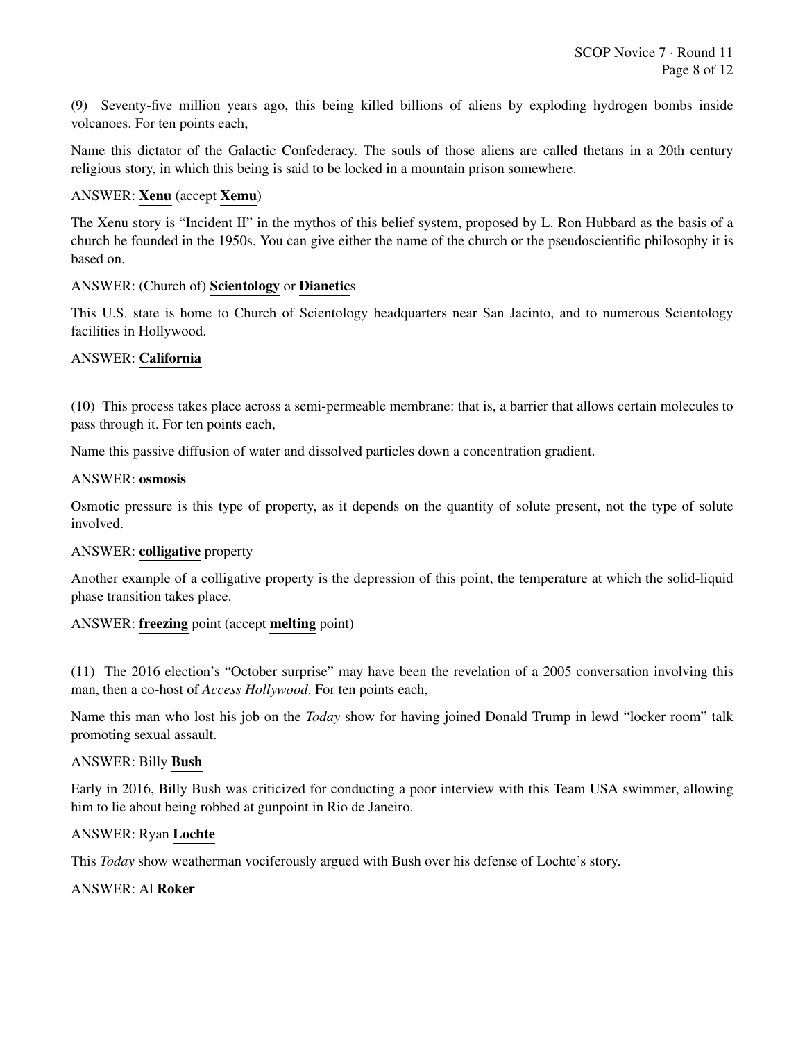(9) Seventy-five million years ago, this being killed billions of aliens by exploding hydrogen bombs inside volcanoes. For ten points each,

Name this dictator of the Galactic Confederacy. The souls of those aliens are called thetans in a 20th century religious story, in which this being is said to be locked in a mountain prison somewhere.

ANSWER: **Xenu** (accept **Xemu**)

The Xenu story is "Incident II" in the mythos of this belief system, proposed by L. Ron Hubbard as the basis of a church he founded in the 1950s. You can give either the name of the church or the pseudoscientific philosophy it is based on.

ANSWER: (Church of) **Scientology** or **Dianetic**s

This U.S. state is home to Church of Scientology headquarters near San Jacinto, and to numerous Scientology facilities in Hollywood.

ANSWER: **California**

(10) This process takes place across a semi-permeable membrane: that is, a barrier that allows certain molecules to pass through it. For ten points each,

Name this passive diffusion of water and dissolved particles down a concentration gradient.

ANSWER: **osmosis**

Osmotic pressure is this type of property, as it depends on the quantity of solute present, not the type of solute involved.

ANSWER: **colligative** property

Another example of a colligative property is the depression of this point, the temperature at which the solid-liquid phase transition takes place.

ANSWER: **freezing** point (accept **melting** point)

(11) The 2016 election's "October surprise" may have been the revelation of a 2005 conversation involving this man, then a co-host of *Access Hollywood*. For ten points each,

Name this man who lost his job on the *Today* show for having joined Donald Trump in lewd "locker room" talk promoting sexual assault.

ANSWER: Billy **Bush**

Early in 2016, Billy Bush was criticized for conducting a poor interview with this Team USA swimmer, allowing him to lie about being robbed at gunpoint in Rio de Janeiro.

ANSWER: Ryan **Lochte**

This *Today* show weatherman vociferously argued with Bush over his defense of Lochte's story.

ANSWER: Al **Roker**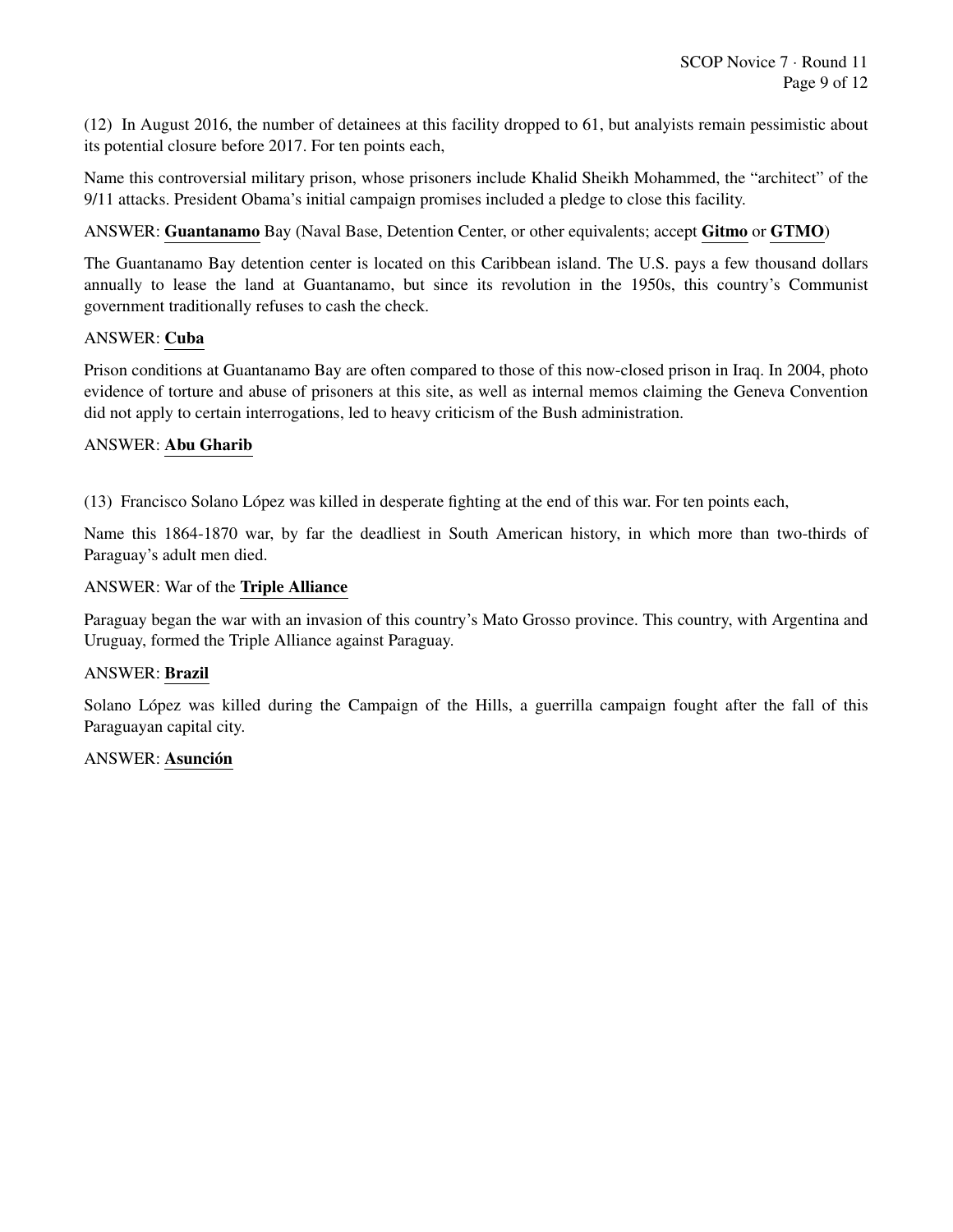(12) In August 2016, the number of detainees at this facility dropped to 61, but analyists remain pessimistic about its potential closure before 2017. For ten points each,

Name this controversial military prison, whose prisoners include Khalid Sheikh Mohammed, the "architect" of the 9/11 attacks. President Obama's initial campaign promises included a pledge to close this facility.

ANSWER: **Guantanamo** Bay (Naval Base, Detention Center, or other equivalents; accept **Gitmo** or **GTMO**)

The Guantanamo Bay detention center is located on this Caribbean island. The U.S. pays a few thousand dollars annually to lease the land at Guantanamo, but since its revolution in the 1950s, this country's Communist government traditionally refuses to cash the check.

ANSWER: **Cuba**

Prison conditions at Guantanamo Bay are often compared to those of this now-closed prison in Iraq. In 2004, photo evidence of torture and abuse of prisoners at this site, as well as internal memos claiming the Geneva Convention did not apply to certain interrogations, led to heavy criticism of the Bush administration.

ANSWER: **Abu Gharib**

(13) Francisco Solano López was killed in desperate fighting at the end of this war. For ten points each,

Name this 1864-1870 war, by far the deadliest in South American history, in which more than two-thirds of Paraguay's adult men died.

ANSWER: War of the **Triple Alliance**

Paraguay began the war with an invasion of this country's Mato Grosso province. This country, with Argentina and Uruguay, formed the Triple Alliance against Paraguay.

ANSWER: **Brazil**

Solano López was killed during the Campaign of the Hills, a guerrilla campaign fought after the fall of this Paraguayan capital city.

ANSWER: **Asunción**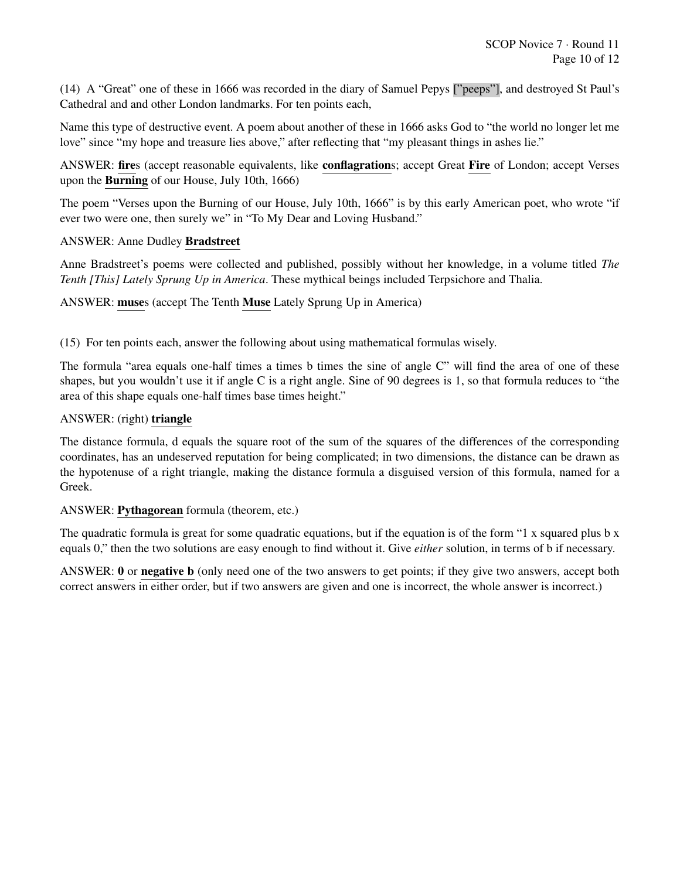(14) A "Great" one of these in 1666 was recorded in the diary of Samuel Pepys ["peeps"], and destroyed St Paul's Cathedral and and other London landmarks. For ten points each,

Name this type of destructive event. A poem about another of these in 1666 asks God to "the world no longer let me love" since "my hope and treasure lies above," after reflecting that "my pleasant things in ashes lie."

ANSWER: **fire**s (accept reasonable equivalents, like **conflagration**s; accept Great **Fire** of London; accept Verses upon the **Burning** of our House, July 10th, 1666)

The poem "Verses upon the Burning of our House, July 10th, 1666" is by this early American poet, who wrote "if ever two were one, then surely we" in "To My Dear and Loving Husband."

ANSWER: Anne Dudley **Bradstreet**

Anne Bradstreet's poems were collected and published, possibly without her knowledge, in a volume titled *The Tenth [This] Lately Sprung Up in America*. These mythical beings included Terpsichore and Thalia.

ANSWER: **muse**s (accept The Tenth **Muse** Lately Sprung Up in America)

(15) For ten points each, answer the following about using mathematical formulas wisely.

The formula "area equals one-half times a times b times the sine of angle C" will find the area of one of these shapes, but you wouldn't use it if angle C is a right angle. Sine of 90 degrees is 1, so that formula reduces to "the area of this shape equals one-half times base times height."

ANSWER: (right) **triangle**

The distance formula, d equals the square root of the sum of the squares of the differences of the corresponding coordinates, has an undeserved reputation for being complicated; in two dimensions, the distance can be drawn as the hypotenuse of a right triangle, making the distance formula a disguised version of this formula, named for a Greek.

ANSWER: **Pythagorean** formula (theorem, etc.)

The quadratic formula is great for some quadratic equations, but if the equation is of the form "1 x squared plus b x equals 0," then the two solutions are easy enough to find without it. Give *either* solution, in terms of b if necessary.

ANSWER: **0** or **negative b** (only need one of the two answers to get points; if they give two answers, accept both correct answers in either order, but if two answers are given and one is incorrect, the whole answer is incorrect.)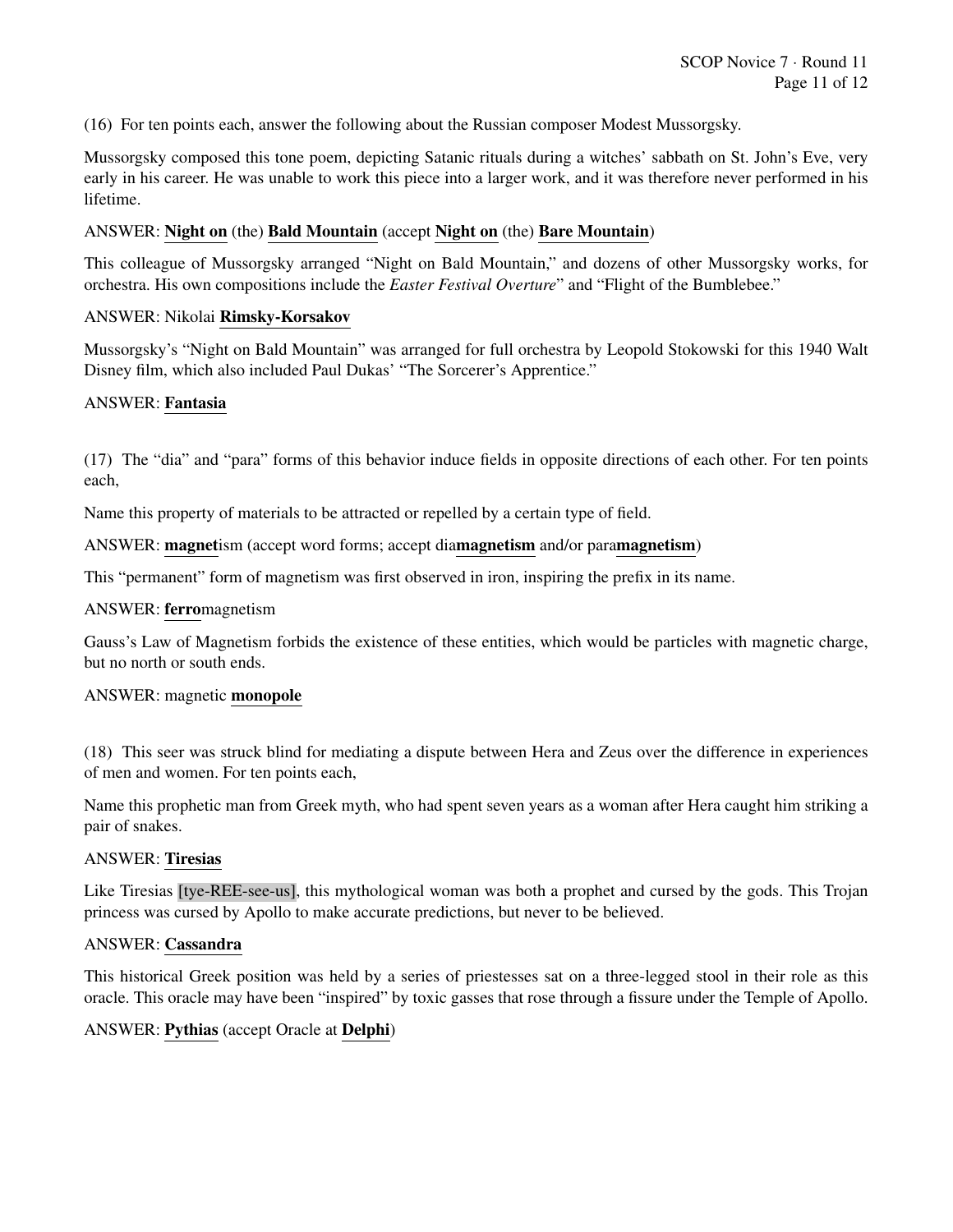(16) For ten points each, answer the following about the Russian composer Modest Mussorgsky.

Mussorgsky composed this tone poem, depicting Satanic rituals during a witches' sabbath on St. John's Eve, very early in his career. He was unable to work this piece into a larger work, and it was therefore never performed in his lifetime.

ANSWER: **Night on** (the) **Bald Mountain** (accept **Night on** (the) **Bare Mountain**)

This colleague of Mussorgsky arranged "Night on Bald Mountain," and dozens of other Mussorgsky works, for orchestra. His own compositions include the *Easter Festival Overture*" and "Flight of the Bumblebee."

ANSWER: Nikolai **Rimsky-Korsakov**

Mussorgsky's "Night on Bald Mountain" was arranged for full orchestra by Leopold Stokowski for this 1940 Walt Disney film, which also included Paul Dukas' "The Sorcerer's Apprentice."

ANSWER: **Fantasia**

(17) The "dia" and "para" forms of this behavior induce fields in opposite directions of each other. For ten points each,

Name this property of materials to be attracted or repelled by a certain type of field.

ANSWER: **magnet**ism (accept word forms; accept dia**magnetism** and/or para**magnetism**)

This "permanent" form of magnetism was first observed in iron, inspiring the prefix in its name.

ANSWER: **ferro**magnetism

Gauss's Law of Magnetism forbids the existence of these entities, which would be particles with magnetic charge, but no north or south ends.

ANSWER: magnetic **monopole**

(18) This seer was struck blind for mediating a dispute between Hera and Zeus over the difference in experiences of men and women. For ten points each,

Name this prophetic man from Greek myth, who had spent seven years as a woman after Hera caught him striking a pair of snakes.

ANSWER: **Tiresias**

Like Tiresias [tye-REE-see-us], this mythological woman was both a prophet and cursed by the gods. This Trojan princess was cursed by Apollo to make accurate predictions, but never to be believed.

ANSWER: **Cassandra**

This historical Greek position was held by a series of priestesses sat on a three-legged stool in their role as this oracle. This oracle may have been "inspired" by toxic gasses that rose through a fissure under the Temple of Apollo.

ANSWER: **Pythias** (accept Oracle at **Delphi**)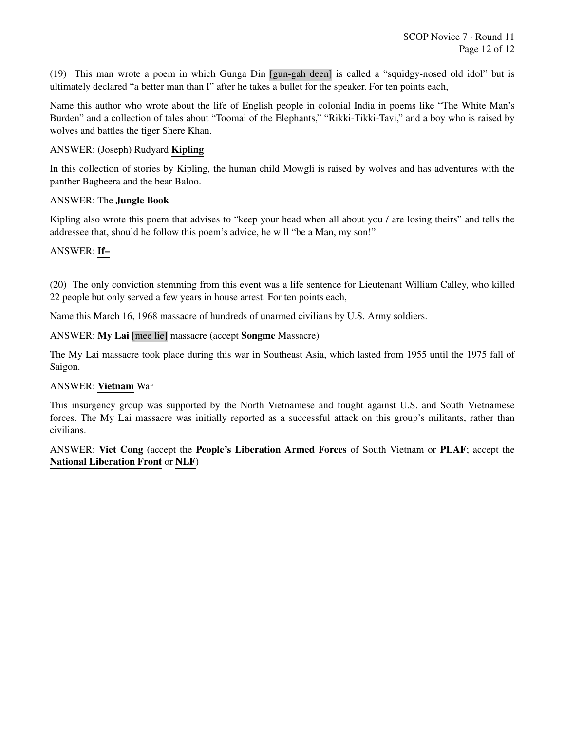(19) This man wrote a poem in which Gunga Din [gun-gah deen] is called a "squidgy-nosed old idol" but is ultimately declared "a better man than I" after he takes a bullet for the speaker. For ten points each,

Name this author who wrote about the life of English people in colonial India in poems like "The White Man's Burden" and a collection of tales about "Toomai of the Elephants," "Rikki-Tikki-Tavi," and a boy who is raised by wolves and battles the tiger Shere Khan.

ANSWER: (Joseph) Rudyard **Kipling**

In this collection of stories by Kipling, the human child Mowgli is raised by wolves and has adventures with the panther Bagheera and the bear Baloo.

ANSWER: The **Jungle Book**

Kipling also wrote this poem that advises to "keep your head when all about you / are losing theirs" and tells the addressee that, should he follow this poem's advice, he will "be a Man, my son!"

ANSWER: **If–**

(20) The only conviction stemming from this event was a life sentence for Lieutenant William Calley, who killed 22 people but only served a few years in house arrest. For ten points each,

Name this March 16, 1968 massacre of hundreds of unarmed civilians by U.S. Army soldiers.

ANSWER: **My Lai** [mee lie] massacre (accept **Songme** Massacre)

The My Lai massacre took place during this war in Southeast Asia, which lasted from 1955 until the 1975 fall of Saigon.

ANSWER: **Vietnam** War

This insurgency group was supported by the North Vietnamese and fought against U.S. and South Vietnamese forces. The My Lai massacre was initially reported as a successful attack on this group's militants, rather than civilians.

ANSWER: **Viet Cong** (accept the **People's Liberation Armed Forces** of South Vietnam or **PLAF**; accept the **National Liberation Front** or **NLF**)